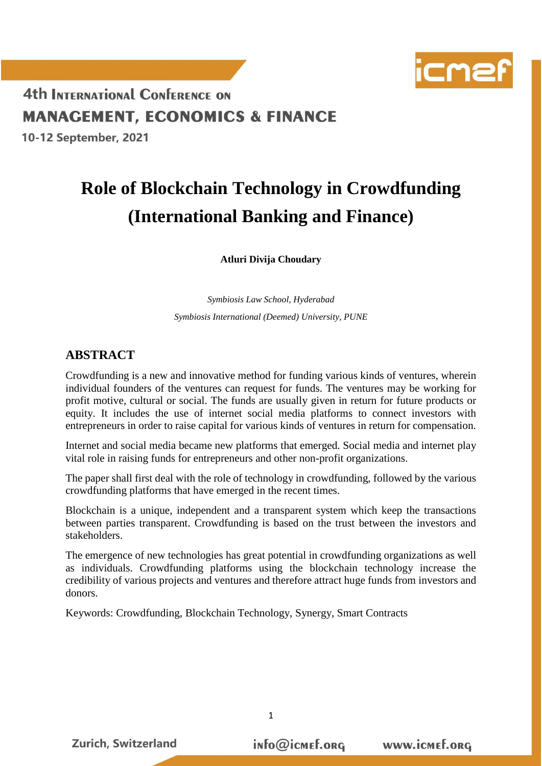# Role of Blockchain Technology in Crowdfunding (International Banking and Finance)

**Atluri Divija Choudary**

*Symbiosis Law School, Hyderabad*

*Symbiosis International (Deemed) University, PUNE*

## ABSTRACT

Crowdfunding is a new and innovative method for funding various kinds of ventures, wherein individual founders of the ventures can request for funds. The ventures may be working for profit motive, cultural or social. The funds are usually given in return for future products or equity. It includes the use of internet social media platforms to connect investors with entrepreneurs in order to raise capital for various kinds of ventures in return for compensation.

Internet and social media became new platforms that emerged. Social media and internet play vital role in raising funds for entrepreneurs and other non-profit organizations.

The paper shall first deal with the role of technology in crowdfunding, followed by the various crowdfunding platforms that have emerged in the recent times.

Blockchain is a unique, independent and a transparent system which keep the transactions between parties transparent. Crowdfunding is based on the trust between the investors and stakeholders.

The emergence of new technologies has great potential in crowdfunding organizations as well as individuals. Crowdfunding platforms using the blockchain technology increase the credibility of various projects and ventures and therefore attract huge funds from investors and donors.

Keywords: Crowdfunding, Blockchain Technology, Synergy, Smart Contracts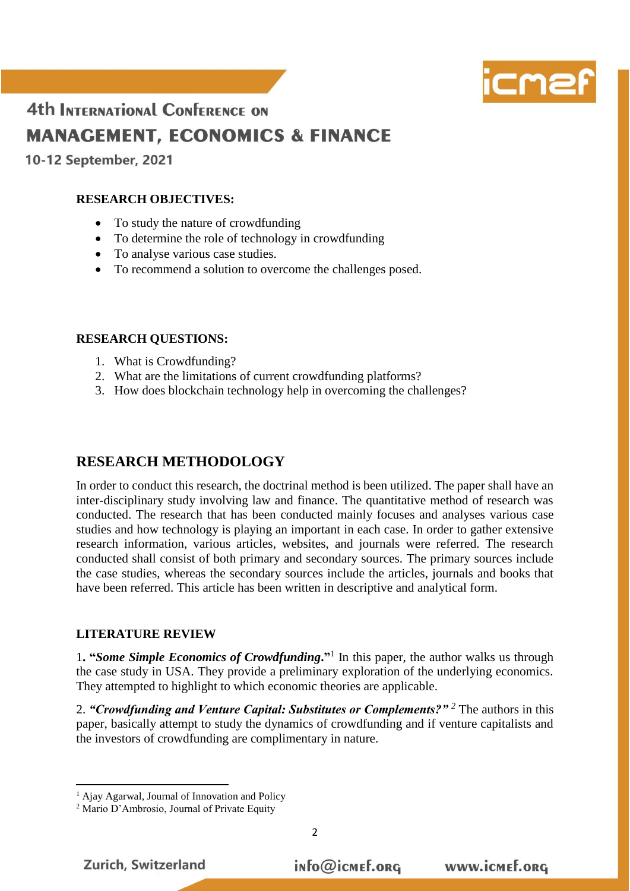**RESEARCH OBJECTIVES:**

- To study the nature of crowdfunding
- To determine the role of technology in crowdfunding
- To analyse various case studies.
- To recommend a solution to overcome the challenges posed.

**RESEARCH QUESTIONS:**

1. What is Crowdfunding?
2. What are the limitations of current crowdfunding platforms?
3. How does blockchain technology help in overcoming the challenges?

## RESEARCH METHODOLOGY

In order to conduct this research, the doctrinal method is been utilized. The paper shall have an inter-disciplinary study involving law and finance. The quantitative method of research was conducted. The research that has been conducted mainly focuses and analyses various case studies and how technology is playing an important in each case. In order to gather extensive research information, various articles, websites, and journals were referred. The research conducted shall consist of both primary and secondary sources. The primary sources include the case studies, whereas the secondary sources include the articles, journals and books that have been referred. This article has been written in descriptive and analytical form.

**LITERATURE REVIEW**

1**. "*Some Simple Economics of Crowdfunding.*"**[1] In this paper, the author walks us through the case study in USA. They provide a preliminary exploration of the underlying economics. They attempted to highlight to which economic theories are applicable.

2. ***"Crowdfunding and Venture Capital: Substitutes or Complements?"*** [2] The authors in this paper, basically attempt to study the dynamics of crowdfunding and if venture capitalists and the investors of crowdfunding are complimentary in nature.

---

[1] Ajay Agarwal, Journal of Innovation and Policy

[2] Mario D'Ambrosio, Journal of Private Equity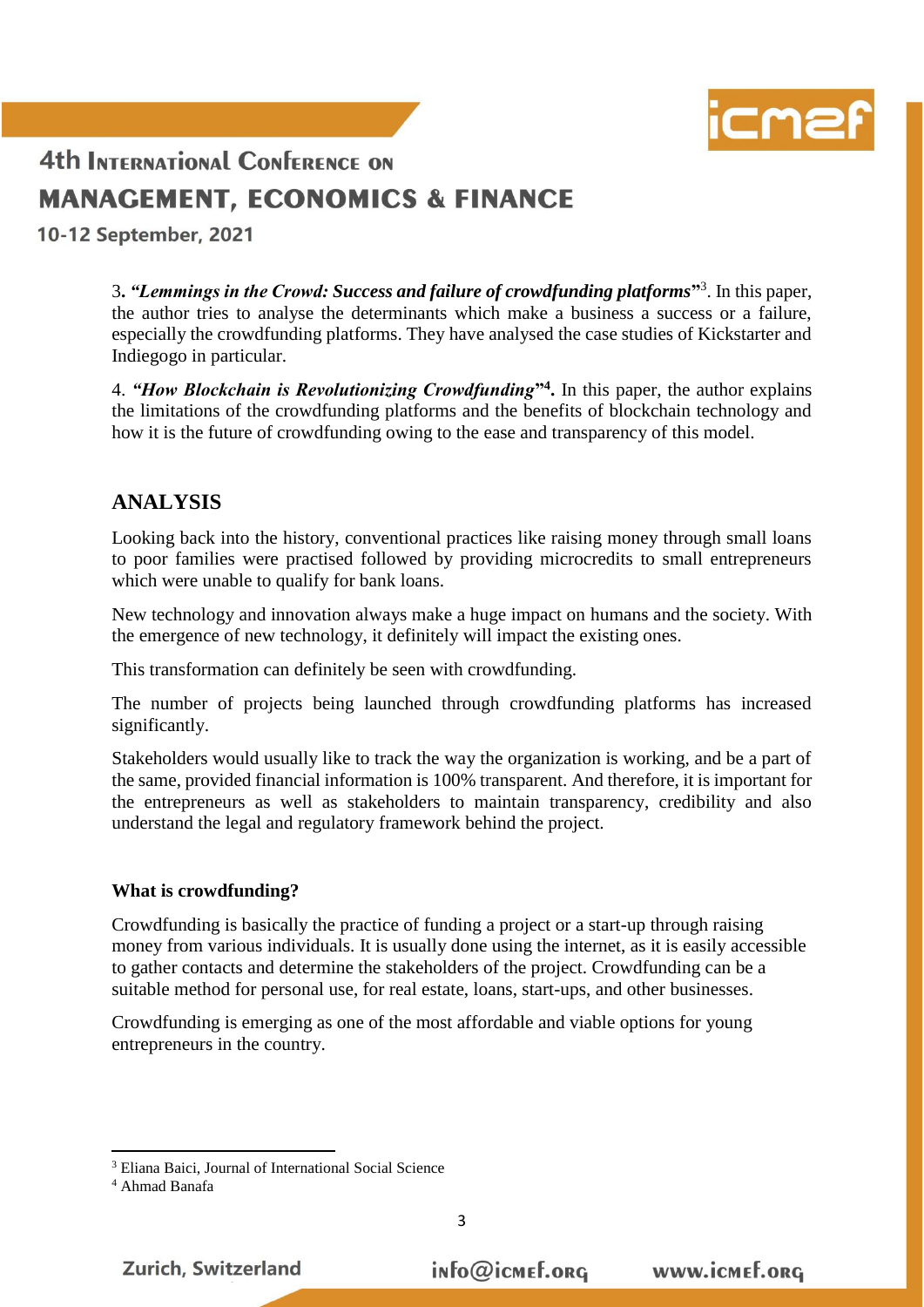3. ***"Lemmings in the Crowd: Success and failure of crowdfunding platforms"***[3]. In this paper, the author tries to analyse the determinants which make a business a success or a failure, especially the crowdfunding platforms. They have analysed the case studies of Kickstarter and Indiegogo in particular.

4. ***"How Blockchain is Revolutionizing Crowdfunding"***[4]. In this paper, the author explains the limitations of the crowdfunding platforms and the benefits of blockchain technology and how it is the future of crowdfunding owing to the ease and transparency of this model.

## ANALYSIS

Looking back into the history, conventional practices like raising money through small loans to poor families were practised followed by providing microcredits to small entrepreneurs which were unable to qualify for bank loans.

New technology and innovation always make a huge impact on humans and the society. With the emergence of new technology, it definitely will impact the existing ones.

This transformation can definitely be seen with crowdfunding.

The number of projects being launched through crowdfunding platforms has increased significantly.

Stakeholders would usually like to track the way the organization is working, and be a part of the same, provided financial information is 100% transparent. And therefore, it is important for the entrepreneurs as well as stakeholders to maintain transparency, credibility and also understand the legal and regulatory framework behind the project.

### What is crowdfunding?

Crowdfunding is basically the practice of funding a project or a start-up through raising money from various individuals. It is usually done using the internet, as it is easily accessible to gather contacts and determine the stakeholders of the project. Crowdfunding can be a suitable method for personal use, for real estate, loans, start-ups, and other businesses.

Crowdfunding is emerging as one of the most affordable and viable options for young entrepreneurs in the country.

---

[3] Eliana Baici, Journal of International Social Science

[4] Ahmad Banafa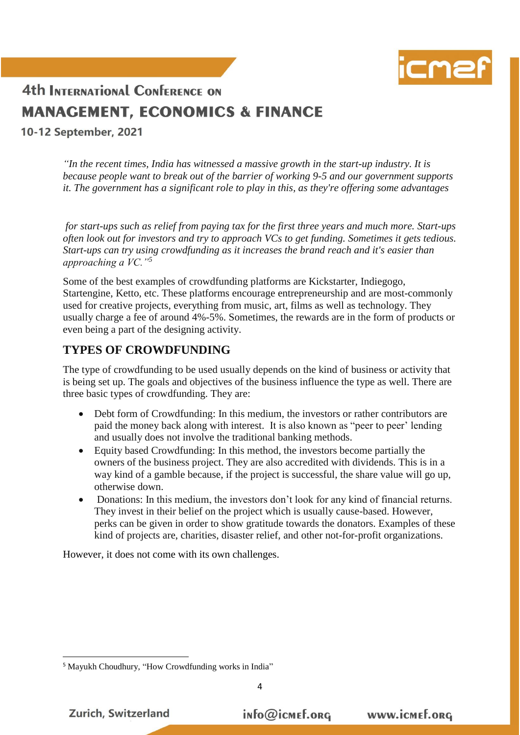*"In the recent times, India has witnessed a massive growth in the start-up industry. It is because people want to break out of the barrier of working 9-5 and our government supports it. The government has a significant role to play in this, as they're offering some advantages*

*for start-ups such as relief from paying tax for the first three years and much more. Start-ups often look out for investors and try to approach VCs to get funding. Sometimes it gets tedious. Start-ups can try using crowdfunding as it increases the brand reach and it's easier than approaching a VC."*[5]

Some of the best examples of crowdfunding platforms are Kickstarter, Indiegogo, Startengine, Ketto, etc. These platforms encourage entrepreneurship and are most-commonly used for creative projects, everything from music, art, films as well as technology. They usually charge a fee of around 4%-5%. Sometimes, the rewards are in the form of products or even being a part of the designing activity.

## TYPES OF CROWDFUNDING

The type of crowdfunding to be used usually depends on the kind of business or activity that is being set up. The goals and objectives of the business influence the type as well. There are three basic types of crowdfunding. They are:

- Debt form of Crowdfunding: In this medium, the investors or rather contributors are paid the money back along with interest. It is also known as "peer to peer' lending and usually does not involve the traditional banking methods.
- Equity based Crowdfunding: In this method, the investors become partially the owners of the business project. They are also accredited with dividends. This is in a way kind of a gamble because, if the project is successful, the share value will go up, otherwise down.
- Donations: In this medium, the investors don't look for any kind of financial returns. They invest in their belief on the project which is usually cause-based. However, perks can be given in order to show gratitude towards the donators. Examples of these kind of projects are, charities, disaster relief, and other not-for-profit organizations.

However, it does not come with its own challenges.

[5] Mayukh Choudhury, "How Crowdfunding works in India"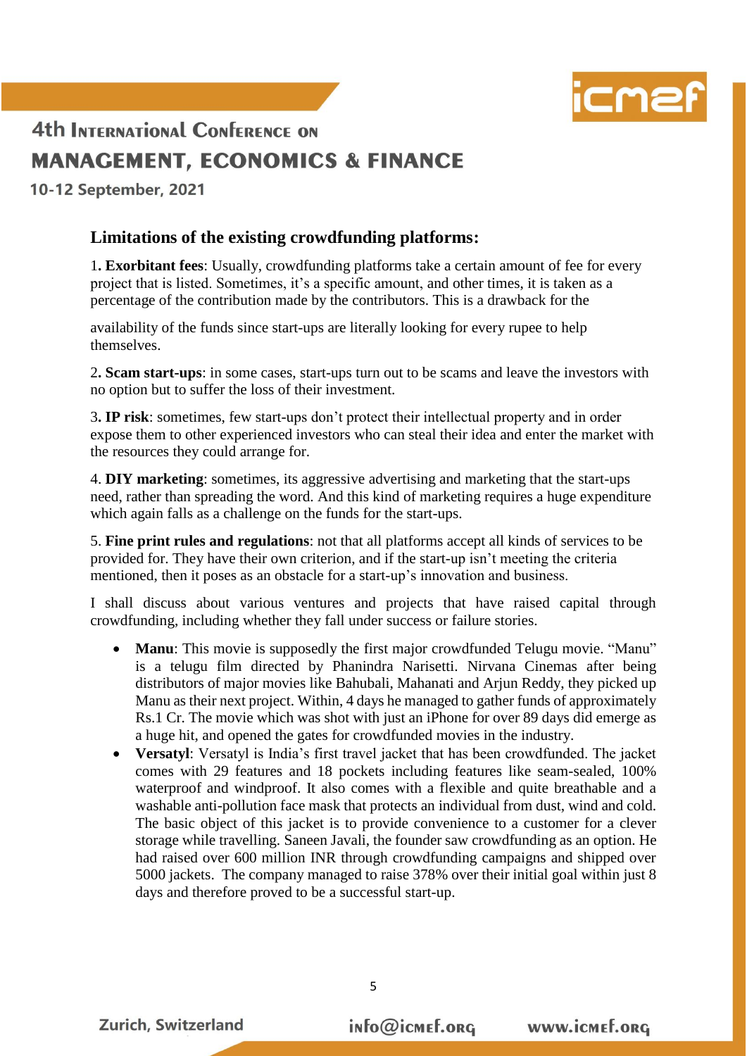## Limitations of the existing crowdfunding platforms:

1**. Exorbitant fees**: Usually, crowdfunding platforms take a certain amount of fee for every project that is listed. Sometimes, it's a specific amount, and other times, it is taken as a percentage of the contribution made by the contributors. This is a drawback for the availability of the funds since start-ups are literally looking for every rupee to help themselves.

2**. Scam start-ups**: in some cases, start-ups turn out to be scams and leave the investors with no option but to suffer the loss of their investment.

3**. IP risk**: sometimes, few start-ups don't protect their intellectual property and in order expose them to other experienced investors who can steal their idea and enter the market with the resources they could arrange for.

4. **DIY marketing**: sometimes, its aggressive advertising and marketing that the start-ups need, rather than spreading the word. And this kind of marketing requires a huge expenditure which again falls as a challenge on the funds for the start-ups.

5. **Fine print rules and regulations**: not that all platforms accept all kinds of services to be provided for. They have their own criterion, and if the start-up isn't meeting the criteria mentioned, then it poses as an obstacle for a start-up's innovation and business.

I shall discuss about various ventures and projects that have raised capital through crowdfunding, including whether they fall under success or failure stories.

- **Manu**: This movie is supposedly the first major crowdfunded Telugu movie. "Manu" is a telugu film directed by Phanindra Narisetti. Nirvana Cinemas after being distributors of major movies like Bahubali, Mahanati and Arjun Reddy, they picked up Manu as their next project. Within, 4 days he managed to gather funds of approximately Rs.1 Cr. The movie which was shot with just an iPhone for over 89 days did emerge as a huge hit, and opened the gates for crowdfunded movies in the industry.
- **Versatyl**: Versatyl is India's first travel jacket that has been crowdfunded. The jacket comes with 29 features and 18 pockets including features like seam-sealed, 100% waterproof and windproof. It also comes with a flexible and quite breathable and a washable anti-pollution face mask that protects an individual from dust, wind and cold. The basic object of this jacket is to provide convenience to a customer for a clever storage while travelling. Saneen Javali, the founder saw crowdfunding as an option. He had raised over 600 million INR through crowdfunding campaigns and shipped over 5000 jackets. The company managed to raise 378% over their initial goal within just 8 days and therefore proved to be a successful start-up.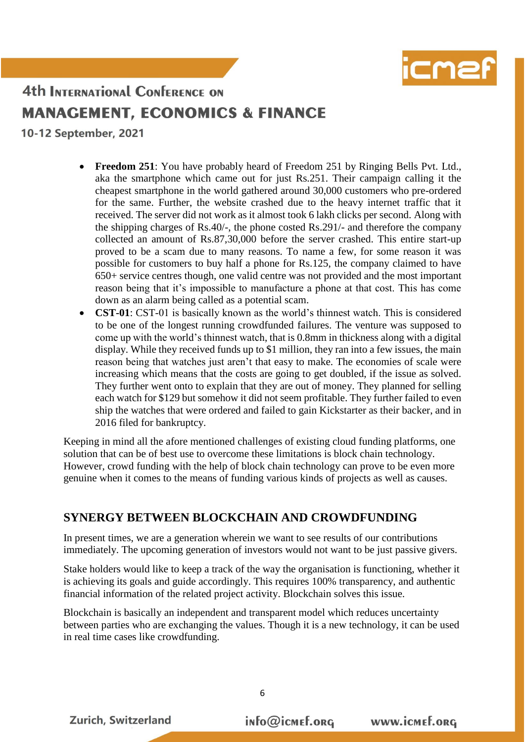- **Freedom 251**: You have probably heard of Freedom 251 by Ringing Bells Pvt. Ltd., aka the smartphone which came out for just Rs.251. Their campaign calling it the cheapest smartphone in the world gathered around 30,000 customers who pre-ordered for the same. Further, the website crashed due to the heavy internet traffic that it received. The server did not work as it almost took 6 lakh clicks per second. Along with the shipping charges of Rs.40/-, the phone costed Rs.291/- and therefore the company collected an amount of Rs.87,30,000 before the server crashed. This entire start-up proved to be a scam due to many reasons. To name a few, for some reason it was possible for customers to buy half a phone for Rs.125, the company claimed to have 650+ service centres though, one valid centre was not provided and the most important reason being that it's impossible to manufacture a phone at that cost. This has come down as an alarm being called as a potential scam.
- **CST-01**: CST-01 is basically known as the world's thinnest watch. This is considered to be one of the longest running crowdfunded failures. The venture was supposed to come up with the world's thinnest watch, that is 0.8mm in thickness along with a digital display. While they received funds up to $1 million, they ran into a few issues, the main reason being that watches just aren't that easy to make. The economies of scale were increasing which means that the costs are going to get doubled, if the issue as solved. They further went onto to explain that they are out of money. They planned for selling each watch for $129 but somehow it did not seem profitable. They further failed to even ship the watches that were ordered and failed to gain Kickstarter as their backer, and in 2016 filed for bankruptcy.

Keeping in mind all the afore mentioned challenges of existing cloud funding platforms, one solution that can be of best use to overcome these limitations is block chain technology. However, crowd funding with the help of block chain technology can prove to be even more genuine when it comes to the means of funding various kinds of projects as well as causes.

## SYNERGY BETWEEN BLOCKCHAIN AND CROWDFUNDING

In present times, we are a generation wherein we want to see results of our contributions immediately. The upcoming generation of investors would not want to be just passive givers.

Stake holders would like to keep a track of the way the organisation is functioning, whether it is achieving its goals and guide accordingly. This requires 100% transparency, and authentic financial information of the related project activity. Blockchain solves this issue.

Blockchain is basically an independent and transparent model which reduces uncertainty between parties who are exchanging the values. Though it is a new technology, it can be used in real time cases like crowdfunding.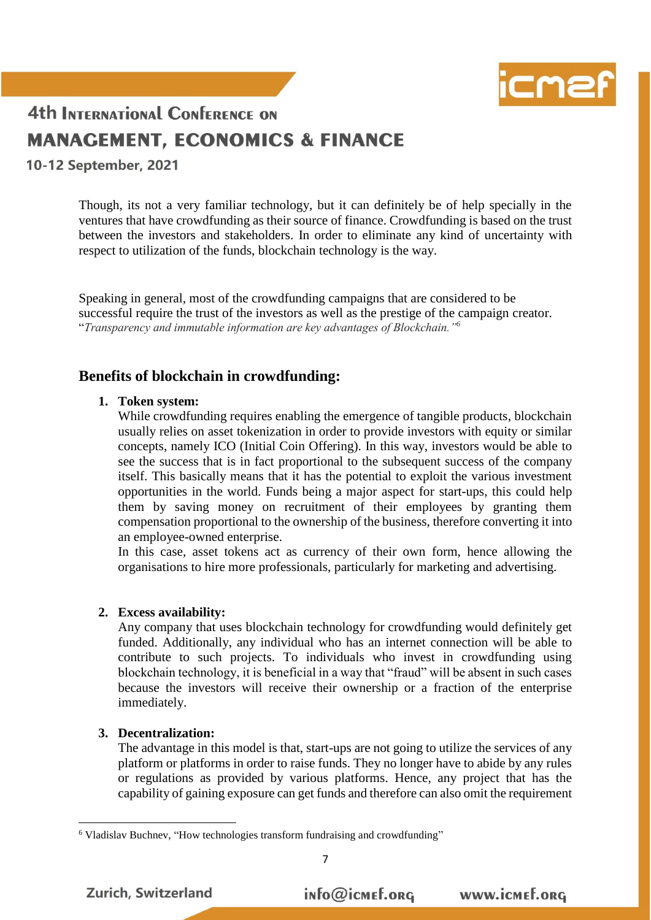Though, its not a very familiar technology, but it can definitely be of help specially in the ventures that have crowdfunding as their source of finance. Crowdfunding is based on the trust between the investors and stakeholders. In order to eliminate any kind of uncertainty with respect to utilization of the funds, blockchain technology is the way.

Speaking in general, most of the crowdfunding campaigns that are considered to be successful require the trust of the investors as well as the prestige of the campaign creator. "*Transparency and immutable information are key advantages of Blockchain.*"[6]

## Benefits of blockchain in crowdfunding:

1. **Token system:**
   While crowdfunding requires enabling the emergence of tangible products, blockchain usually relies on asset tokenization in order to provide investors with equity or similar concepts, namely ICO (Initial Coin Offering). In this way, investors would be able to see the success that is in fact proportional to the subsequent success of the company itself. This basically means that it has the potential to exploit the various investment opportunities in the world. Funds being a major aspect for start-ups, this could help them by saving money on recruitment of their employees by granting them compensation proportional to the ownership of the business, therefore converting it into an employee-owned enterprise.
   In this case, asset tokens act as currency of their own form, hence allowing the organisations to hire more professionals, particularly for marketing and advertising.

2. **Excess availability:**
   Any company that uses blockchain technology for crowdfunding would definitely get funded. Additionally, any individual who has an internet connection will be able to contribute to such projects. To individuals who invest in crowdfunding using blockchain technology, it is beneficial in a way that "fraud" will be absent in such cases because the investors will receive their ownership or a fraction of the enterprise immediately.

3. **Decentralization:**
   The advantage in this model is that, start-ups are not going to utilize the services of any platform or platforms in order to raise funds. They no longer have to abide by any rules or regulations as provided by various platforms. Hence, any project that has the capability of gaining exposure can get funds and therefore can also omit the requirement

---

[6] Vladislav Buchnev, "How technologies transform fundraising and crowdfunding"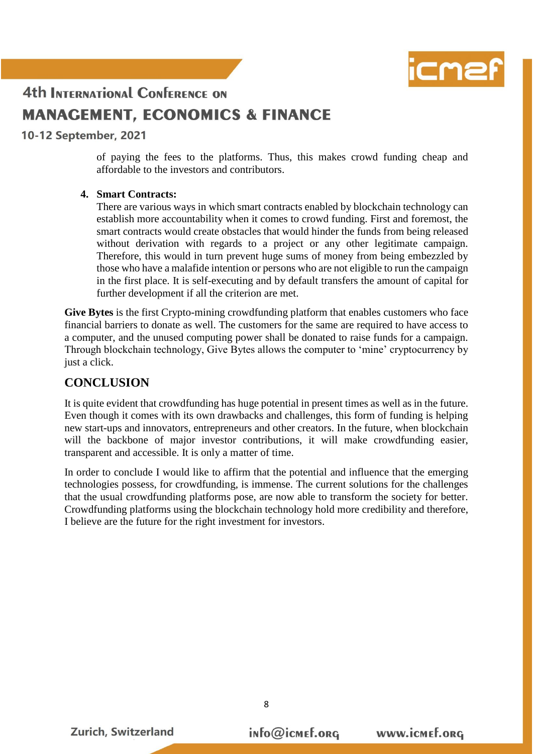of paying the fees to the platforms. Thus, this makes crowd funding cheap and affordable to the investors and contributors.

4. **Smart Contracts:**
   There are various ways in which smart contracts enabled by blockchain technology can establish more accountability when it comes to crowd funding. First and foremost, the smart contracts would create obstacles that would hinder the funds from being released without derivation with regards to a project or any other legitimate campaign. Therefore, this would in turn prevent huge sums of money from being embezzled by those who have a malafide intention or persons who are not eligible to run the campaign in the first place. It is self-executing and by default transfers the amount of capital for further development if all the criterion are met.

**Give Bytes** is the first Crypto-mining crowdfunding platform that enables customers who face financial barriers to donate as well. The customers for the same are required to have access to a computer, and the unused computing power shall be donated to raise funds for a campaign. Through blockchain technology, Give Bytes allows the computer to 'mine' cryptocurrency by just a click.

## CONCLUSION

It is quite evident that crowdfunding has huge potential in present times as well as in the future. Even though it comes with its own drawbacks and challenges, this form of funding is helping new start-ups and innovators, entrepreneurs and other creators. In the future, when blockchain will the backbone of major investor contributions, it will make crowdfunding easier, transparent and accessible. It is only a matter of time.

In order to conclude I would like to affirm that the potential and influence that the emerging technologies possess, for crowdfunding, is immense. The current solutions for the challenges that the usual crowdfunding platforms pose, are now able to transform the society for better. Crowdfunding platforms using the blockchain technology hold more credibility and therefore, I believe are the future for the right investment for investors.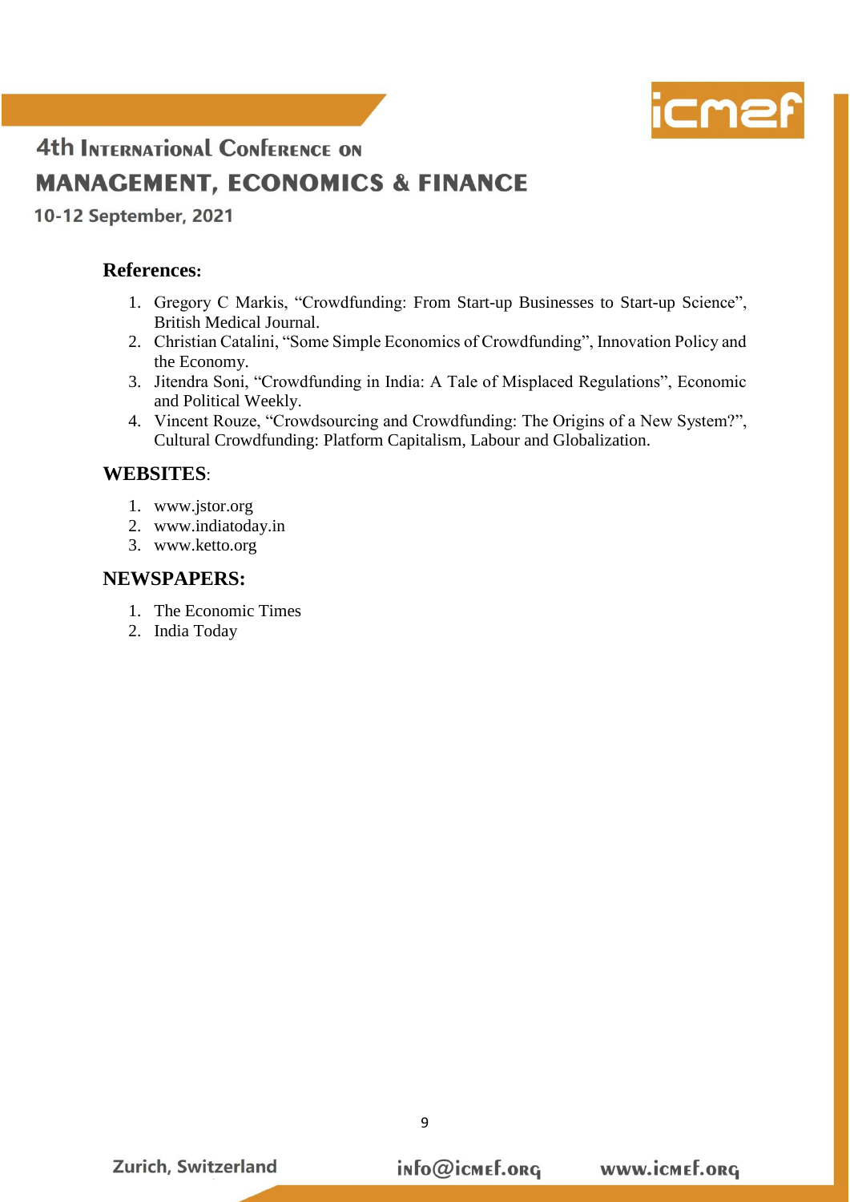## References:

1. Gregory C Markis, "Crowdfunding: From Start-up Businesses to Start-up Science", British Medical Journal.
2. Christian Catalini, "Some Simple Economics of Crowdfunding", Innovation Policy and the Economy.
3. Jitendra Soni, "Crowdfunding in India: A Tale of Misplaced Regulations", Economic and Political Weekly.
4. Vincent Rouze, "Crowdsourcing and Crowdfunding: The Origins of a New System?", Cultural Crowdfunding: Platform Capitalism, Labour and Globalization.

## WEBSITES:

1. www.jstor.org
2. www.indiatoday.in
3. www.ketto.org

## NEWSPAPERS:

1. The Economic Times
2. India Today